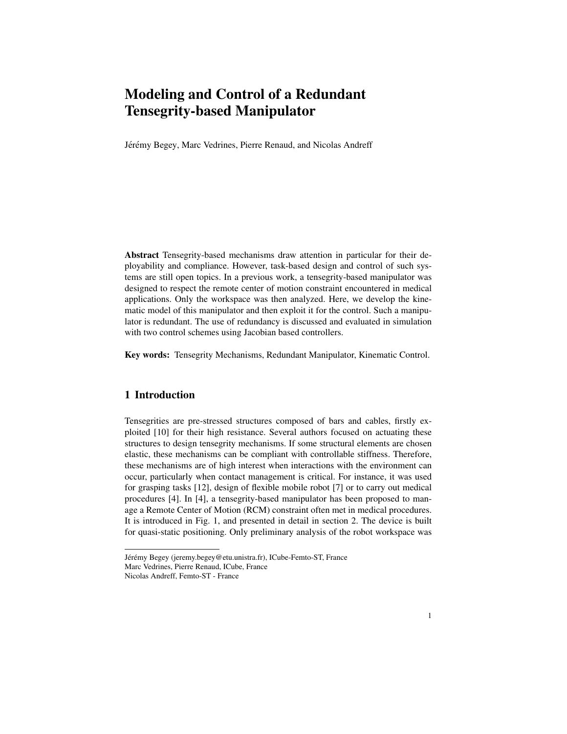# Modeling and Control of a Redundant Tensegrity-based Manipulator

Jérémy Begey, Marc Vedrines, Pierre Renaud, and Nicolas Andreff

**Abstract** Tensegrity-based mechanisms draw attention in particular for their deployability and compliance. However, task-based design and control of such systems are still open topics. In a previous work, a tensegrity-based manipulator was designed to respect the remote center of motion constraint encountered in medical applications. Only the workspace was then analyzed. Here, we develop the kinematic model of this manipulator and then exploit it for the control. Such a manipulator is redundant. The use of redundancy is discussed and evaluated in simulation with two control schemes using Jacobian based controllers.

**Key words:** Tensegrity Mechanisms, Redundant Manipulator, Kinematic Control.

## 1 Introduction

Tensegrities are pre-stressed structures composed of bars and cables, firstly exploited [10] for their high resistance. Several authors focused on actuating these structures to design tensegrity mechanisms. If some structural elements are chosen elastic, these mechanisms can be compliant with controllable stiffness. Therefore, these mechanisms are of high interest when interactions with the environment can occur, particularly when contact management is critical. For instance, it was used for grasping tasks [12], design of flexible mobile robot [7] or to carry out medical procedures [4]. In [4], a tensegrity-based manipulator has been proposed to manage a Remote Center of Motion (RCM) constraint often met in medical procedures. It is introduced in Fig. 1, and presented in detail in section 2. The device is built for quasi-static positioning. Only preliminary analysis of the robot workspace was

---

Jérémy Begey (jeremy.begey@etu.unistra.fr), ICube-Femto-ST, France
Marc Vedrines, Pierre Renaud, ICube, France
Nicolas Andreff, Femto-ST - France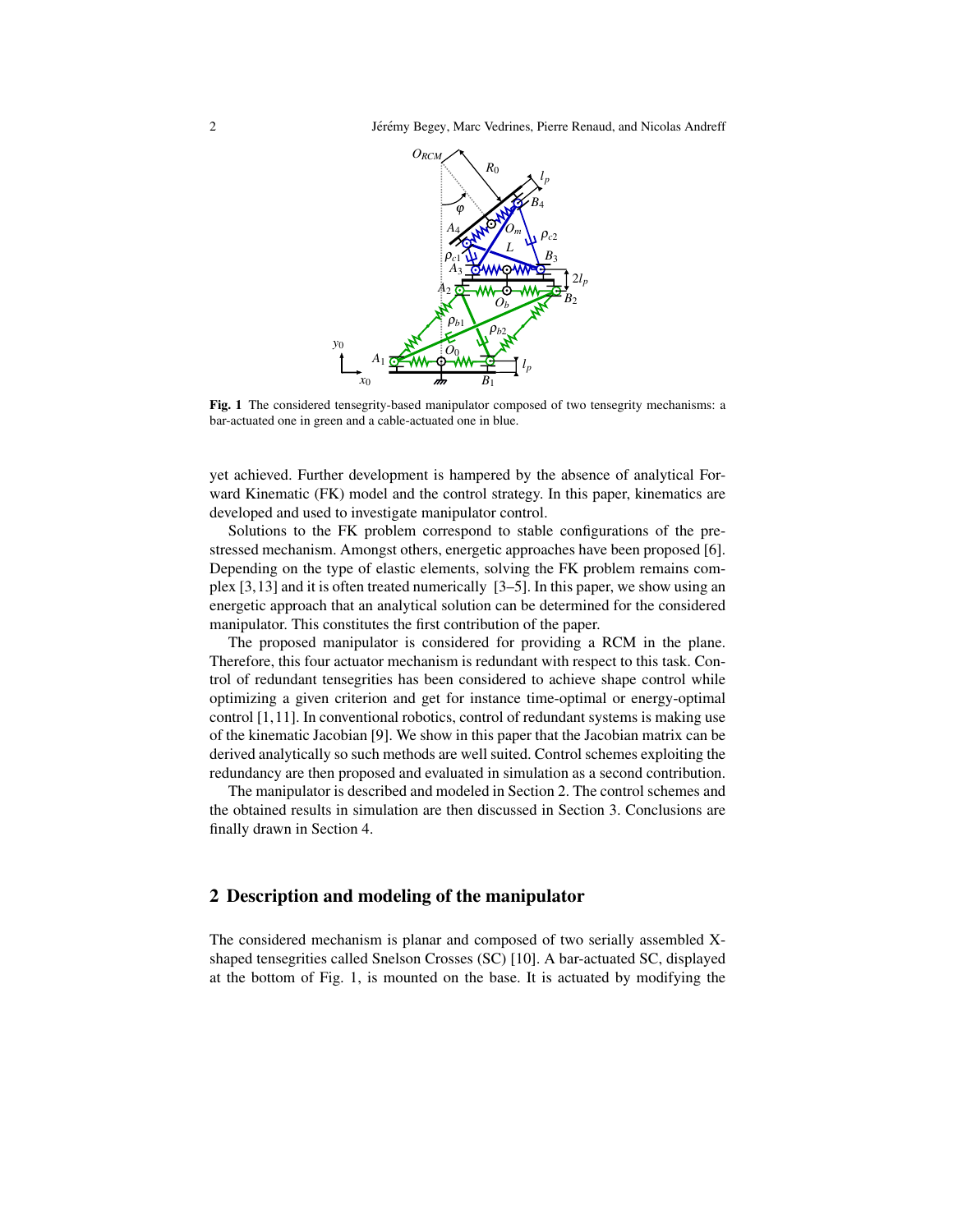**Fig. 1** The considered tensegrity-based manipulator composed of two tensegrity mechanisms: a bar-actuated one in green and a cable-actuated one in blue.

yet achieved. Further development is hampered by the absence of analytical Forward Kinematic (FK) model and the control strategy. In this paper, kinematics are developed and used to investigate manipulator control.

Solutions to the FK problem correspond to stable configurations of the prestressed mechanism. Amongst others, energetic approaches have been proposed [6]. Depending on the type of elastic elements, solving the FK problem remains complex [3,13] and it is often treated numerically [3–5]. In this paper, we show using an energetic approach that an analytical solution can be determined for the considered manipulator. This constitutes the first contribution of the paper.

The proposed manipulator is considered for providing a RCM in the plane. Therefore, this four actuator mechanism is redundant with respect to this task. Control of redundant tensegrities has been considered to achieve shape control while optimizing a given criterion and get for instance time-optimal or energy-optimal control [1,11]. In conventional robotics, control of redundant systems is making use of the kinematic Jacobian [9]. We show in this paper that the Jacobian matrix can be derived analytically so such methods are well suited. Control schemes exploiting the redundancy are then proposed and evaluated in simulation as a second contribution.

The manipulator is described and modeled in Section 2. The control schemes and the obtained results in simulation are then discussed in Section 3. Conclusions are finally drawn in Section 4.

## 2 Description and modeling of the manipulator

The considered mechanism is planar and composed of two serially assembled X-shaped tensegrities called Snelson Crosses (SC) [10]. A bar-actuated SC, displayed at the bottom of Fig. 1, is mounted on the base. It is actuated by modifying the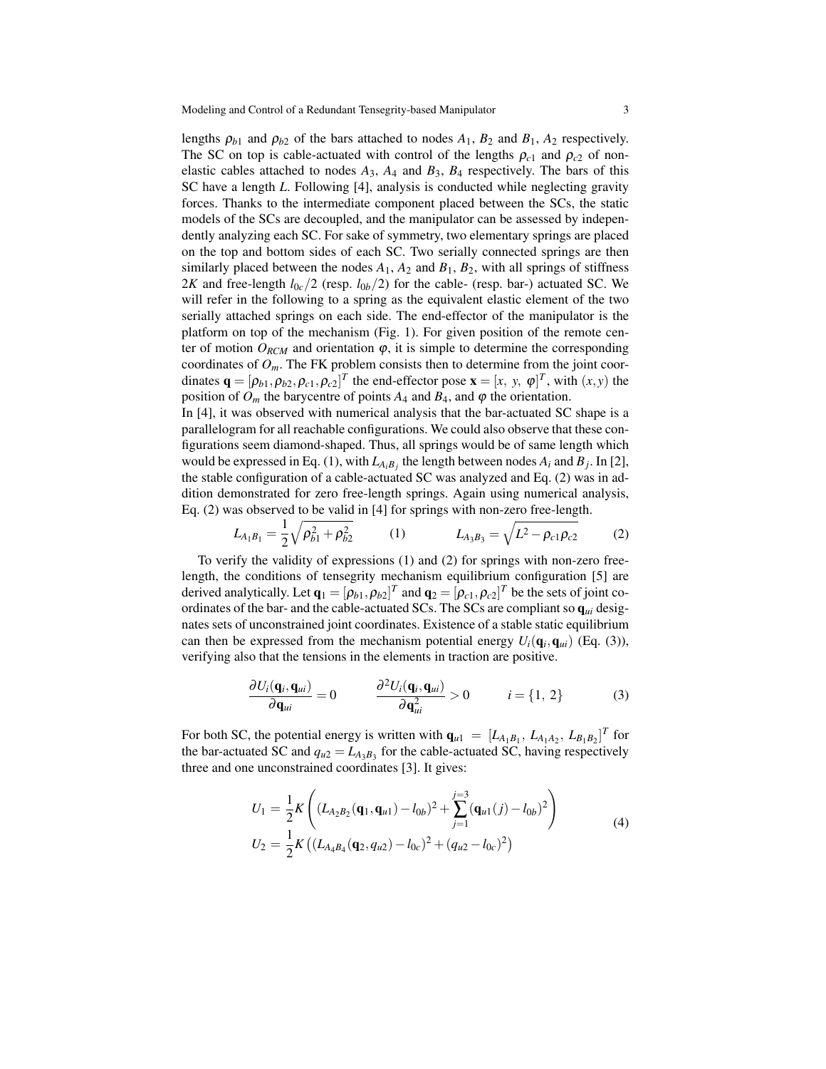lengths $\rho_{b1}$ and $\rho_{b2}$ of the bars attached to nodes $A_1$, $B_2$ and $B_1$, $A_2$ respectively. The SC on top is cable-actuated with control of the lengths $\rho_{c1}$ and $\rho_{c2}$ of non-elastic cables attached to nodes $A_3$, $A_4$ and $B_3$, $B_4$ respectively. The bars of this SC have a length $L$. Following [4], analysis is conducted while neglecting gravity forces. Thanks to the intermediate component placed between the SCs, the static models of the SCs are decoupled, and the manipulator can be assessed by independently analyzing each SC. For sake of symmetry, two elementary springs are placed on the top and bottom sides of each SC. Two serially connected springs are then similarly placed between the nodes $A_1$, $A_2$ and $B_1$, $B_2$, with all springs of stiffness $2K$ and free-length $l_{0c}/2$ (resp. $l_{0b}/2$) for the cable- (resp. bar-) actuated SC. We will refer in the following to a spring as the equivalent elastic element of the two serially attached springs on each side. The end-effector of the manipulator is the platform on top of the mechanism (Fig. 1). For given position of the remote center of motion $O_{RCM}$ and orientation $\varphi$, it is simple to determine the corresponding coordinates of $O_m$. The FK problem consists then to determine from the joint coordinates $\mathbf{q} = [\rho_{b1}, \rho_{b2}, \rho_{c1}, \rho_{c2}]^T$ the end-effector pose $\mathbf{x} = [x,\ y,\ \varphi]^T$, with $(x, y)$ the position of $O_m$ the barycentre of points $A_4$ and $B_4$, and $\varphi$ the orientation.

In [4], it was observed with numerical analysis that the bar-actuated SC shape is a parallelogram for all reachable configurations. We could also observe that these configurations seem diamond-shaped. Thus, all springs would be of same length which would be expressed in Eq. (1), with $L_{A_iB_j}$ the length between nodes $A_i$ and $B_j$. In [2], the stable configuration of a cable-actuated SC was analyzed and Eq. (2) was in addition demonstrated for zero free-length springs. Again using numerical analysis, Eq. (2) was observed to be valid in [4] for springs with non-zero free-length.

$$L_{A_1B_1} = \frac{1}{2}\sqrt{\rho_{b1}^2 + \rho_{b2}^2} \qquad (1) \qquad\qquad L_{A_3B_3} = \sqrt{L^2 - \rho_{c1}\rho_{c2}} \qquad (2)$$

To verify the validity of expressions (1) and (2) for springs with non-zero free-length, the conditions of tensegrity mechanism equilibrium configuration [5] are derived analytically. Let $\mathbf{q}_1 = [\rho_{b1}, \rho_{b2}]^T$ and $\mathbf{q}_2 = [\rho_{c1}, \rho_{c2}]^T$ be the sets of joint coordinates of the bar- and the cable-actuated SCs. The SCs are compliant so $\mathbf{q}_{ui}$ designates sets of unconstrained joint coordinates. Existence of a stable static equilibrium can then be expressed from the mechanism potential energy $U_i(\mathbf{q}_i, \mathbf{q}_{ui})$ (Eq. (3)), verifying also that the tensions in the elements in traction are positive.

$$\frac{\partial U_i(\mathbf{q}_i, \mathbf{q}_{ui})}{\partial \mathbf{q}_{ui}} = 0 \qquad \frac{\partial^2 U_i(\mathbf{q}_i, \mathbf{q}_{ui})}{\partial \mathbf{q}_{ui}^2} > 0 \qquad i = \{1,\ 2\} \tag{3}$$

For both SC, the potential energy is written with $\mathbf{q}_{u1} = [L_{A_1B_1},\ L_{A_1A_2},\ L_{B_1B_2}]^T$ for the bar-actuated SC and $q_{u2} = L_{A_3B_3}$ for the cable-actuated SC, having respectively three and one unconstrained coordinates [3]. It gives:

$$\begin{aligned}
U_1 &= \frac{1}{2}K\left((L_{A_2B_2}(\mathbf{q}_1, \mathbf{q}_{u1}) - l_{0b})^2 + \sum_{j=1}^{j=3}(\mathbf{q}_{u1}(j) - l_{0b})^2\right) \\
U_2 &= \frac{1}{2}K\left((L_{A_4B_4}(\mathbf{q}_2, q_{u2}) - l_{0c})^2 + (q_{u2} - l_{0c})^2\right)
\end{aligned} \tag{4}$$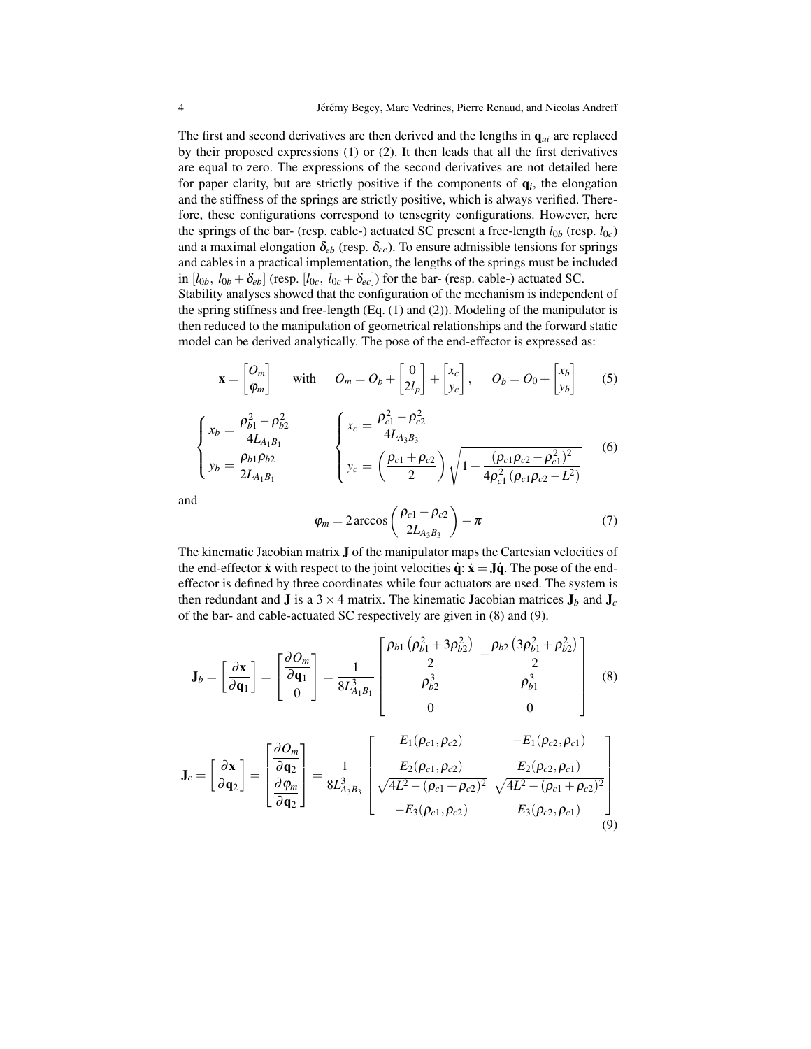The first and second derivatives are then derived and the lengths in $\mathbf{q}_{ui}$ are replaced by their proposed expressions (1) or (2). It then leads that all the first derivatives are equal to zero. The expressions of the second derivatives are not detailed here for paper clarity, but are strictly positive if the components of $\mathbf{q}_i$, the elongation and the stiffness of the springs are strictly positive, which is always verified. Therefore, these configurations correspond to tensegrity configurations. However, here the springs of the bar- (resp. cable-) actuated SC present a free-length $l_{0b}$ (resp. $l_{0c}$) and a maximal elongation $\delta_{eb}$ (resp. $\delta_{ec}$). To ensure admissible tensions for springs and cables in a practical implementation, the lengths of the springs must be included in $[l_{0b},\ l_{0b}+\delta_{eb}]$ (resp. $[l_{0c},\ l_{0c}+\delta_{ec}]$) for the bar- (resp. cable-) actuated SC.

Stability analyses showed that the configuration of the mechanism is independent of the spring stiffness and free-length (Eq. (1) and (2)). Modeling of the manipulator is then reduced to the manipulation of geometrical relationships and the forward static model can be derived analytically. The pose of the end-effector is expressed as:

$$\mathbf{x} = \begin{bmatrix} O_m \\ \varphi_m \end{bmatrix} \quad \text{with} \quad O_m = O_b + \begin{bmatrix} 0 \\ 2l_p \end{bmatrix} + \begin{bmatrix} x_c \\ y_c \end{bmatrix}, \quad O_b = O_0 + \begin{bmatrix} x_b \\ y_b \end{bmatrix} \tag{5}$$

$$\begin{cases} x_b = \dfrac{\rho_{b1}^2 - \rho_{b2}^2}{4L_{A_1B_1}} \\ y_b = \dfrac{\rho_{b1}\rho_{b2}}{2L_{A_1B_1}} \end{cases} \qquad \begin{cases} x_c = \dfrac{\rho_{c1}^2 - \rho_{c2}^2}{4L_{A_3B_3}} \\ y_c = \left(\dfrac{\rho_{c1}+\rho_{c2}}{2}\right)\sqrt{1 + \dfrac{(\rho_{c1}\rho_{c2} - \rho_{c1}^2)^2}{4\rho_{c1}^2\,(\rho_{c1}\rho_{c2} - L^2)}} \end{cases} \tag{6}$$

and

$$\varphi_m = 2\arccos\left(\frac{\rho_{c1} - \rho_{c2}}{2L_{A_3B_3}}\right) - \pi \tag{7}$$

The kinematic Jacobian matrix $\mathbf{J}$ of the manipulator maps the Cartesian velocities of the end-effector $\dot{\mathbf{x}}$ with respect to the joint velocities $\dot{\mathbf{q}}$: $\dot{\mathbf{x}} = \mathbf{J}\dot{\mathbf{q}}$. The pose of the end-effector is defined by three coordinates while four actuators are used. The system is then redundant and $\mathbf{J}$ is a $3 \times 4$ matrix. The kinematic Jacobian matrices $\mathbf{J}_b$ and $\mathbf{J}_c$ of the bar- and cable-actuated SC respectively are given in (8) and (9).

$$\mathbf{J}_b = \left[\frac{\partial \mathbf{x}}{\partial \mathbf{q}_1}\right] = \begin{bmatrix} \dfrac{\partial O_m}{\partial \mathbf{q}_1} \\ 0 \end{bmatrix} = \frac{1}{8L_{A_1B_1}^3} \begin{bmatrix} \dfrac{\rho_{b1}\left(\rho_{b1}^2 + 3\rho_{b2}^2\right)}{2} & -\dfrac{\rho_{b2}\left(3\rho_{b1}^2 + \rho_{b2}^2\right)}{2} \\ \rho_{b2}^3 & \rho_{b1}^3 \\ 0 & 0 \end{bmatrix} \tag{8}$$

$$\mathbf{J}_c = \left[\frac{\partial \mathbf{x}}{\partial \mathbf{q}_2}\right] = \begin{bmatrix} \dfrac{\partial O_m}{\partial \mathbf{q}_2} \\ \dfrac{\partial \varphi_m}{\partial \mathbf{q}_2} \end{bmatrix} = \frac{1}{8L_{A_3B_3}^3} \begin{bmatrix} E_1(\rho_{c1},\rho_{c2}) & -E_1(\rho_{c2},\rho_{c1}) \\ \dfrac{E_2(\rho_{c1},\rho_{c2})}{\sqrt{4L^2 - (\rho_{c1}+\rho_{c2})^2}} & \dfrac{E_2(\rho_{c2},\rho_{c1})}{\sqrt{4L^2 - (\rho_{c1}+\rho_{c2})^2}} \\ -E_3(\rho_{c1},\rho_{c2}) & E_3(\rho_{c2},\rho_{c1}) \end{bmatrix} \tag{9}$$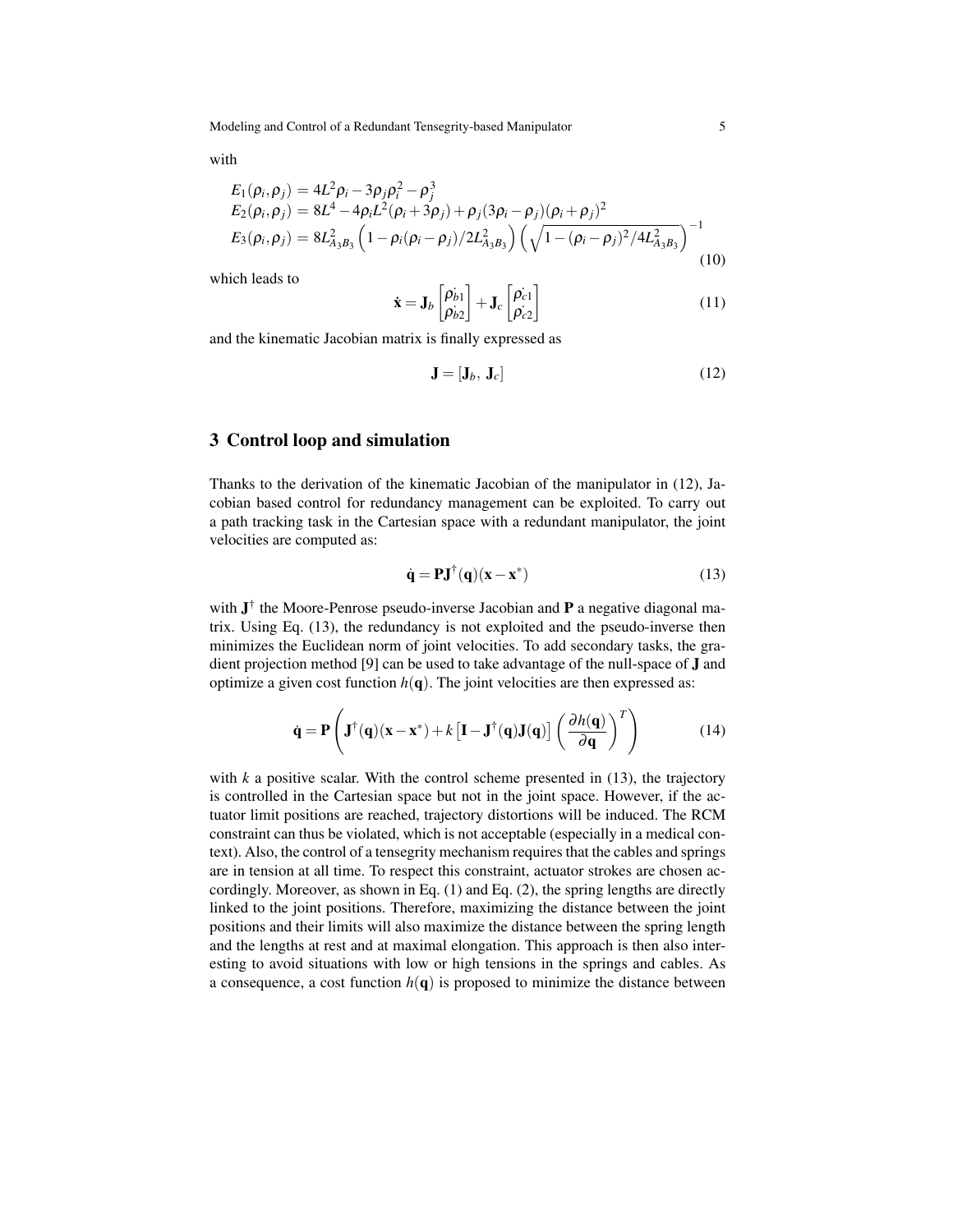with

$$
\begin{aligned}
E_1(\rho_i,\rho_j) &= 4L^2\rho_i - 3\rho_j\rho_i^2 - \rho_j^3 \\
E_2(\rho_i,\rho_j) &= 8L^4 - 4\rho_i L^2(\rho_i + 3\rho_j) + \rho_j(3\rho_i - \rho_j)(\rho_i + \rho_j)^2 \\
E_3(\rho_i,\rho_j) &= 8L_{A_3B_3}^2\left(1 - \rho_i(\rho_i - \rho_j)/2L_{A_3B_3}^2\right)\left(\sqrt{1 - (\rho_i - \rho_j)^2/4L_{A_3B_3}^2}\right)^{-1}
\end{aligned}
\tag{10}
$$

which leads to

$$
\dot{\mathbf{x}} = \mathbf{J}_b \begin{bmatrix} \dot{\rho_{b1}} \\ \dot{\rho_{b2}} \end{bmatrix} + \mathbf{J}_c \begin{bmatrix} \dot{\rho_{c1}} \\ \dot{\rho_{c2}} \end{bmatrix} \tag{11}
$$

and the kinematic Jacobian matrix is finally expressed as

$$
\mathbf{J} = [\mathbf{J}_b,\ \mathbf{J}_c] \tag{12}
$$

## 3 Control loop and simulation

Thanks to the derivation of the kinematic Jacobian of the manipulator in (12), Jacobian based control for redundancy management can be exploited. To carry out a path tracking task in the Cartesian space with a redundant manipulator, the joint velocities are computed as:

$$
\dot{\mathbf{q}} = \mathbf{P}\mathbf{J}^{\dagger}(\mathbf{q})(\mathbf{x} - \mathbf{x}^{*}) \tag{13}
$$

with $\mathbf{J}^{\dagger}$ the Moore-Penrose pseudo-inverse Jacobian and $\mathbf{P}$ a negative diagonal matrix. Using Eq. (13), the redundancy is not exploited and the pseudo-inverse then minimizes the Euclidean norm of joint velocities. To add secondary tasks, the gradient projection method [9] can be used to take advantage of the null-space of $\mathbf{J}$ and optimize a given cost function $h(\mathbf{q})$. The joint velocities are then expressed as:

$$
\dot{\mathbf{q}} = \mathbf{P}\left(\mathbf{J}^{\dagger}(\mathbf{q})(\mathbf{x} - \mathbf{x}^{*}) + k\left[\mathbf{I} - \mathbf{J}^{\dagger}(\mathbf{q})\mathbf{J}(\mathbf{q})\right]\left(\frac{\partial h(\mathbf{q})}{\partial \mathbf{q}}\right)^{T}\right) \tag{14}
$$

with $k$ a positive scalar. With the control scheme presented in (13), the trajectory is controlled in the Cartesian space but not in the joint space. However, if the actuator limit positions are reached, trajectory distortions will be induced. The RCM constraint can thus be violated, which is not acceptable (especially in a medical context). Also, the control of a tensegrity mechanism requires that the cables and springs are in tension at all time. To respect this constraint, actuator strokes are chosen accordingly. Moreover, as shown in Eq. (1) and Eq. (2), the spring lengths are directly linked to the joint positions. Therefore, maximizing the distance between the joint positions and their limits will also maximize the distance between the spring length and the lengths at rest and at maximal elongation. This approach is then also interesting to avoid situations with low or high tensions in the springs and cables. As a consequence, a cost function $h(\mathbf{q})$ is proposed to minimize the distance between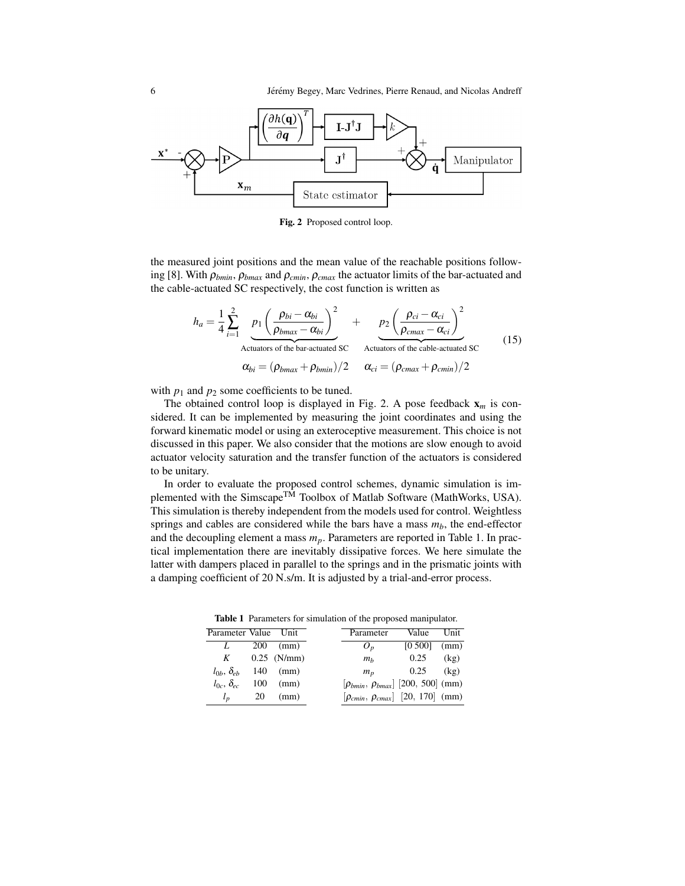**Fig. 2** Proposed control loop.

the measured joint positions and the mean value of the reachable positions following [8]. With $\rho_{bmin}$, $\rho_{bmax}$ and $\rho_{cmin}$, $\rho_{cmax}$ the actuator limits of the bar-actuated and the cable-actuated SC respectively, the cost function is written as

$$h_a = \frac{1}{4}\sum_{i=1}^{2} \underbrace{p_1\left(\frac{\rho_{bi}-\alpha_{bi}}{\rho_{bmax}-\alpha_{bi}}\right)^2}_{\text{Actuators of the bar-actuated SC}} + \underbrace{p_2\left(\frac{\rho_{ci}-\alpha_{ci}}{\rho_{cmax}-\alpha_{ci}}\right)^2}_{\text{Actuators of the cable-actuated SC}} \tag{15}$$

$$\alpha_{bi} = (\rho_{bmax}+\rho_{bmin})/2 \qquad \alpha_{ci} = (\rho_{cmax}+\rho_{cmin})/2$$

with $p_1$ and $p_2$ some coefficients to be tuned.

The obtained control loop is displayed in Fig. 2. A pose feedback $\mathbf{x}_m$ is considered. It can be implemented by measuring the joint coordinates and using the forward kinematic model or using an exteroceptive measurement. This choice is not discussed in this paper. We also consider that the motions are slow enough to avoid actuator velocity saturation and the transfer function of the actuators is considered to be unitary.

In order to evaluate the proposed control schemes, dynamic simulation is implemented with the Simscape™ Toolbox of Matlab Software (MathWorks, USA). This simulation is thereby independent from the models used for control. Weightless springs and cables are considered while the bars have a mass $m_b$, the end-effector and the decoupling element a mass $m_p$. Parameters are reported in Table 1. In practical implementation there are inevitably dissipative forces. We here simulate the latter with dampers placed in parallel to the springs and in the prismatic joints with a damping coefficient of 20 N.s/m. It is adjusted by a trial-and-error process.

**Table 1** Parameters for simulation of the proposed manipulator.

| Parameter | Value | Unit | Parameter | Value | Unit |
|---|---|---|---|---|---|
| $L$ | 200 | (mm) | $O_p$ | [0 500] | (mm) |
| $K$ | 0.25 | (N/mm) | $m_b$ | 0.25 | (kg) |
| $l_{0b}$, $\delta_{eb}$ | 140 | (mm) | $m_p$ | 0.25 | (kg) |
| $l_{0c}$, $\delta_{ec}$ | 100 | (mm) | $[\rho_{bmin}, \rho_{bmax}]$ | [200, 500] | (mm) |
| $l_p$ | 20 | (mm) | $[\rho_{cmin}, \rho_{cmax}]$ | [20, 170] | (mm) |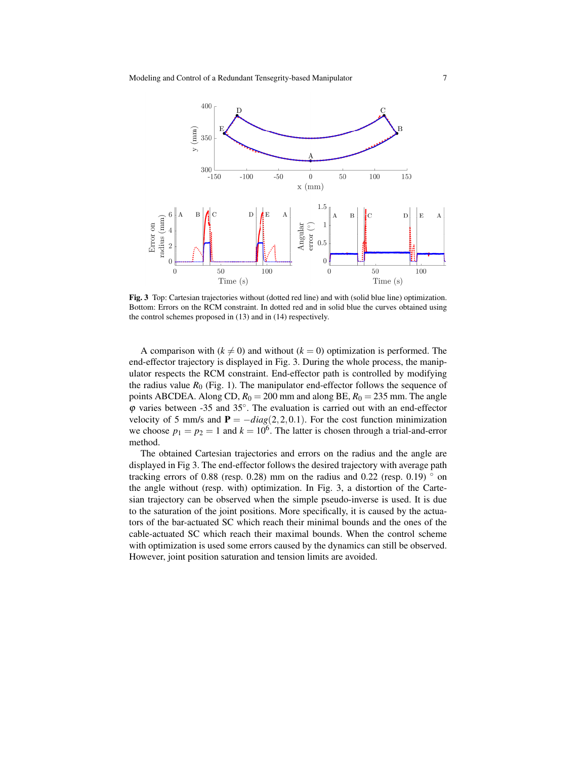**Fig. 3** Top: Cartesian trajectories without (dotted red line) and with (solid blue line) optimization. Bottom: Errors on the RCM constraint. In dotted red and in solid blue the curves obtained using the control schemes proposed in (13) and in (14) respectively.

A comparison with ($k \neq 0$) and without ($k = 0$) optimization is performed. The end-effector trajectory is displayed in Fig. 3. During the whole process, the manipulator respects the RCM constraint. End-effector path is controlled by modifying the radius value $R_0$ (Fig. 1). The manipulator end-effector follows the sequence of points ABCDEA. Along CD, $R_0 = 200$ mm and along BE, $R_0 = 235$ mm. The angle $\varphi$ varies between -35 and 35°. The evaluation is carried out with an end-effector velocity of 5 mm/s and $\mathbf{P} = -diag(2, 2, 0.1)$. For the cost function minimization we choose $p_1 = p_2 = 1$ and $k = 10^6$. The latter is chosen through a trial-and-error method.

The obtained Cartesian trajectories and errors on the radius and the angle are displayed in Fig 3. The end-effector follows the desired trajectory with average path tracking errors of 0.88 (resp. 0.28) mm on the radius and 0.22 (resp. 0.19) ° on the angle without (resp. with) optimization. In Fig. 3, a distortion of the Cartesian trajectory can be observed when the simple pseudo-inverse is used. It is due to the saturation of the joint positions. More specifically, it is caused by the actuators of the bar-actuated SC which reach their minimal bounds and the ones of the cable-actuated SC which reach their maximal bounds. When the control scheme with optimization is used some errors caused by the dynamics can still be observed. However, joint position saturation and tension limits are avoided.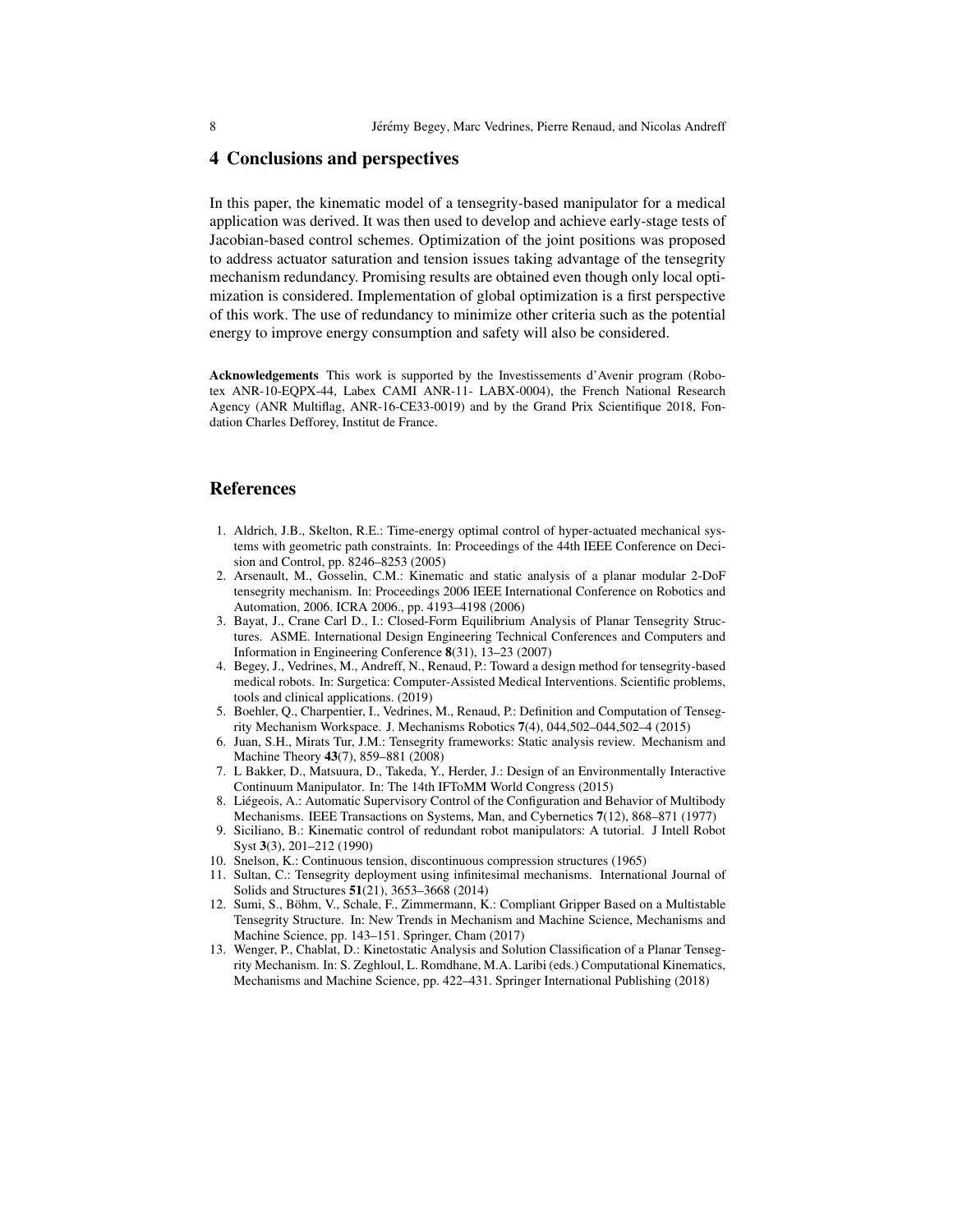## 4 Conclusions and perspectives

In this paper, the kinematic model of a tensegrity-based manipulator for a medical application was derived. It was then used to develop and achieve early-stage tests of Jacobian-based control schemes. Optimization of the joint positions was proposed to address actuator saturation and tension issues taking advantage of the tensegrity mechanism redundancy. Promising results are obtained even though only local optimization is considered. Implementation of global optimization is a first perspective of this work. The use of redundancy to minimize other criteria such as the potential energy to improve energy consumption and safety will also be considered.

**Acknowledgements** This work is supported by the Investissements d'Avenir program (Robotex ANR-10-EQPX-44, Labex CAMI ANR-11- LABX-0004), the French National Research Agency (ANR Multiflag, ANR-16-CE33-0019) and by the Grand Prix Scientifique 2018, Fondation Charles Defforey, Institut de France.

## References

1. Aldrich, J.B., Skelton, R.E.: Time-energy optimal control of hyper-actuated mechanical systems with geometric path constraints. In: Proceedings of the 44th IEEE Conference on Decision and Control, pp. 8246–8253 (2005)
2. Arsenault, M., Gosselin, C.M.: Kinematic and static analysis of a planar modular 2-DoF tensegrity mechanism. In: Proceedings 2006 IEEE International Conference on Robotics and Automation, 2006. ICRA 2006., pp. 4193–4198 (2006)
3. Bayat, J., Crane Carl D., I.: Closed-Form Equilibrium Analysis of Planar Tensegrity Structures. ASME. International Design Engineering Technical Conferences and Computers and Information in Engineering Conference **8**(31), 13–23 (2007)
4. Begey, J., Vedrines, M., Andreff, N., Renaud, P.: Toward a design method for tensegrity-based medical robots. In: Surgetica: Computer-Assisted Medical Interventions. Scientific problems, tools and clinical applications. (2019)
5. Boehler, Q., Charpentier, I., Vedrines, M., Renaud, P.: Definition and Computation of Tensegrity Mechanism Workspace. J. Mechanisms Robotics **7**(4), 044,502–044,502–4 (2015)
6. Juan, S.H., Mirats Tur, J.M.: Tensegrity frameworks: Static analysis review. Mechanism and Machine Theory **43**(7), 859–881 (2008)
7. L Bakker, D., Matsuura, D., Takeda, Y., Herder, J.: Design of an Environmentally Interactive Continuum Manipulator. In: The 14th IFToMM World Congress (2015)
8. Liégeois, A.: Automatic Supervisory Control of the Configuration and Behavior of Multibody Mechanisms. IEEE Transactions on Systems, Man, and Cybernetics **7**(12), 868–871 (1977)
9. Siciliano, B.: Kinematic control of redundant robot manipulators: A tutorial. J Intell Robot Syst **3**(3), 201–212 (1990)
10. Snelson, K.: Continuous tension, discontinuous compression structures (1965)
11. Sultan, C.: Tensegrity deployment using infinitesimal mechanisms. International Journal of Solids and Structures **51**(21), 3653–3668 (2014)
12. Sumi, S., Böhm, V., Schale, F., Zimmermann, K.: Compliant Gripper Based on a Multistable Tensegrity Structure. In: New Trends in Mechanism and Machine Science, Mechanisms and Machine Science, pp. 143–151. Springer, Cham (2017)
13. Wenger, P., Chablat, D.: Kinetostatic Analysis and Solution Classification of a Planar Tensegrity Mechanism. In: S. Zeghloul, L. Romdhane, M.A. Laribi (eds.) Computational Kinematics, Mechanisms and Machine Science, pp. 422–431. Springer International Publishing (2018)